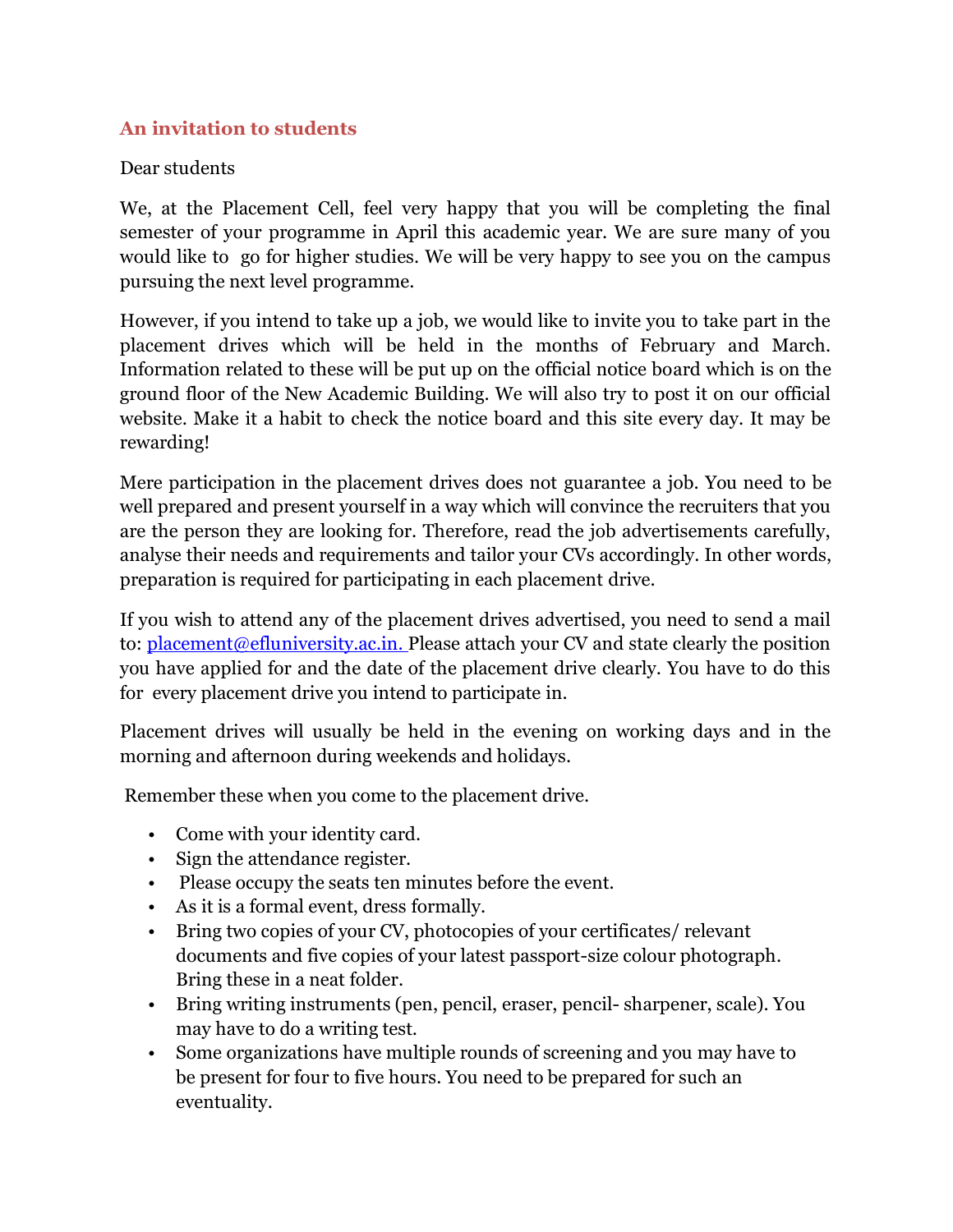## An invitation to students

Dear students

We, at the Placement Cell, feel very happy that you will be completing the final semester of your programme in April this academic year. We are sure many of you would like to go for higher studies. We will be very happy to see you on the campus pursuing the next level programme.

However, if you intend to take up a job, we would like to invite you to take part in the placement drives which will be held in the months of February and March. Information related to these will be put up on the official notice board which is on the ground floor of the New Academic Building. We will also try to post it on our official website. Make it a habit to check the notice board and this site every day. It may be rewarding!

Mere participation in the placement drives does not guarantee a job. You need to be well prepared and present yourself in a way which will convince the recruiters that you are the person they are looking for. Therefore, read the job advertisements carefully, analyse their needs and requirements and tailor your CVs accordingly. In other words, preparation is required for participating in each placement drive.

If you wish to attend any of the placement drives advertised, you need to send a mail to: placement@efluniversity.ac.in. Please attach your CV and state clearly the position you have applied for and the date of the placement drive clearly. You have to do this for every placement drive you intend to participate in.

Placement drives will usually be held in the evening on working days and in the morning and afternoon during weekends and holidays.

Remember these when you come to the placement drive.

- Come with your identity card.
- Sign the attendance register.
- Please occupy the seats ten minutes before the event.
- As it is a formal event, dress formally.
- Bring two copies of your CV, photocopies of your certificates/ relevant documents and five copies of your latest passport-size colour photograph. Bring these in a neat folder.
- Bring writing instruments (pen, pencil, eraser, pencil- sharpener, scale). You may have to do a writing test.
- Some organizations have multiple rounds of screening and you may have to be present for four to five hours. You need to be prepared for such an eventuality.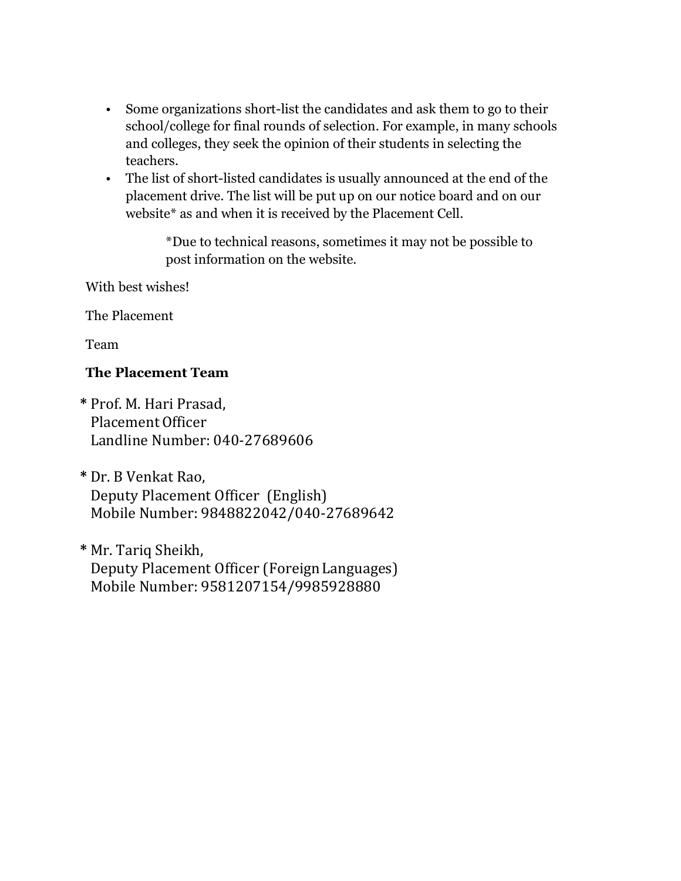- Some organizations short-list the candidates and ask them to go to their school/college for final rounds of selection. For example, in many schools and colleges, they seek the opinion of their students in selecting the teachers.
- The list of short-listed candidates is usually announced at the end of the placement drive. The list will be put up on our notice board and on our website* as and when it is received by the Placement Cell.

  *Due to technical reasons, sometimes it may not be possible to post information on the website.

With best wishes!

The Placement

Team

**The Placement Team**

**\*** Prof. M. Hari Prasad,
Placement Officer
Landline Number: 040-27689606

**\*** Dr. B Venkat Rao,
Deputy Placement Officer (English)
Mobile Number: 9848822042/040-27689642

**\*** Mr. Tariq Sheikh,
Deputy Placement Officer (Foreign Languages)
Mobile Number: 9581207154/9985928880